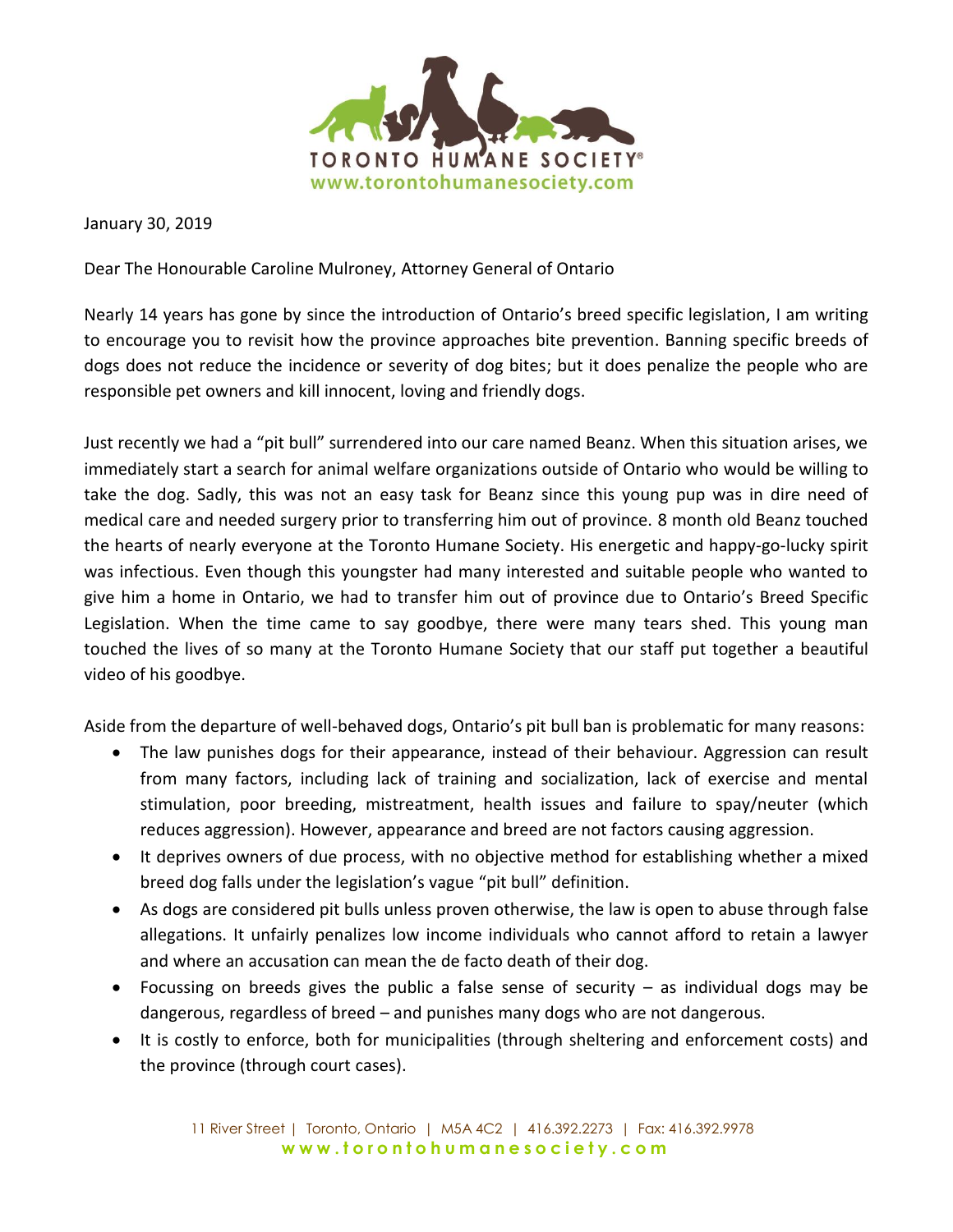TORONTO HUMANE SOCIETY®
www.torontohumanesociety.com

January 30, 2019

Dear The Honourable Caroline Mulroney, Attorney General of Ontario

Nearly 14 years has gone by since the introduction of Ontario's breed specific legislation, I am writing to encourage you to revisit how the province approaches bite prevention. Banning specific breeds of dogs does not reduce the incidence or severity of dog bites; but it does penalize the people who are responsible pet owners and kill innocent, loving and friendly dogs.

Just recently we had a "pit bull" surrendered into our care named Beanz. When this situation arises, we immediately start a search for animal welfare organizations outside of Ontario who would be willing to take the dog. Sadly, this was not an easy task for Beanz since this young pup was in dire need of medical care and needed surgery prior to transferring him out of province. 8 month old Beanz touched the hearts of nearly everyone at the Toronto Humane Society. His energetic and happy-go-lucky spirit was infectious. Even though this youngster had many interested and suitable people who wanted to give him a home in Ontario, we had to transfer him out of province due to Ontario's Breed Specific Legislation. When the time came to say goodbye, there were many tears shed. This young man touched the lives of so many at the Toronto Humane Society that our staff put together a beautiful video of his goodbye.

Aside from the departure of well-behaved dogs, Ontario's pit bull ban is problematic for many reasons:

- The law punishes dogs for their appearance, instead of their behaviour. Aggression can result from many factors, including lack of training and socialization, lack of exercise and mental stimulation, poor breeding, mistreatment, health issues and failure to spay/neuter (which reduces aggression). However, appearance and breed are not factors causing aggression.
- It deprives owners of due process, with no objective method for establishing whether a mixed breed dog falls under the legislation's vague "pit bull" definition.
- As dogs are considered pit bulls unless proven otherwise, the law is open to abuse through false allegations. It unfairly penalizes low income individuals who cannot afford to retain a lawyer and where an accusation can mean the de facto death of their dog.
- Focussing on breeds gives the public a false sense of security – as individual dogs may be dangerous, regardless of breed – and punishes many dogs who are not dangerous.
- It is costly to enforce, both for municipalities (through sheltering and enforcement costs) and the province (through court cases).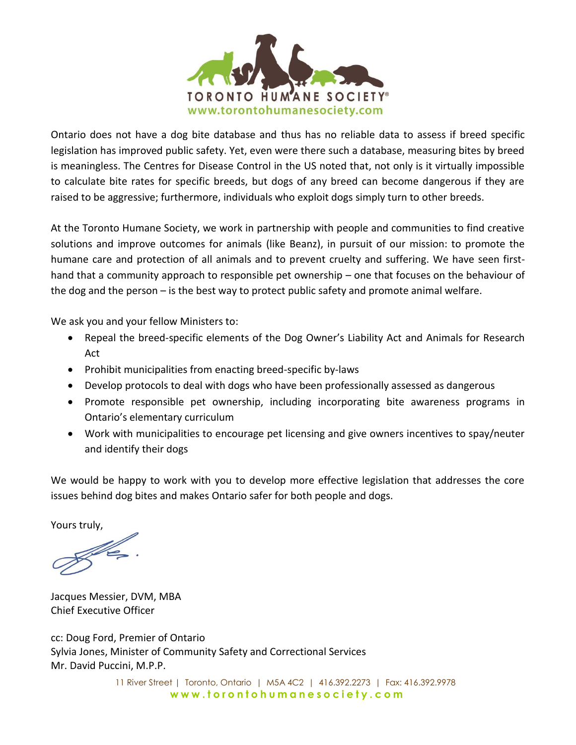Ontario does not have a dog bite database and thus has no reliable data to assess if breed specific legislation has improved public safety. Yet, even were there such a database, measuring bites by breed is meaningless. The Centres for Disease Control in the US noted that, not only is it virtually impossible to calculate bite rates for specific breeds, but dogs of any breed can become dangerous if they are raised to be aggressive; furthermore, individuals who exploit dogs simply turn to other breeds.

At the Toronto Humane Society, we work in partnership with people and communities to find creative solutions and improve outcomes for animals (like Beanz), in pursuit of our mission: to promote the humane care and protection of all animals and to prevent cruelty and suffering. We have seen first-hand that a community approach to responsible pet ownership – one that focuses on the behaviour of the dog and the person – is the best way to protect public safety and promote animal welfare.

We ask you and your fellow Ministers to:

- Repeal the breed-specific elements of the Dog Owner's Liability Act and Animals for Research Act
- Prohibit municipalities from enacting breed-specific by-laws
- Develop protocols to deal with dogs who have been professionally assessed as dangerous
- Promote responsible pet ownership, including incorporating bite awareness programs in Ontario's elementary curriculum
- Work with municipalities to encourage pet licensing and give owners incentives to spay/neuter and identify their dogs

We would be happy to work with you to develop more effective legislation that addresses the core issues behind dog bites and makes Ontario safer for both people and dogs.

Yours truly,

Jacques Messier, DVM, MBA
Chief Executive Officer

cc: Doug Ford, Premier of Ontario
Sylvia Jones, Minister of Community Safety and Correctional Services
Mr. David Puccini, M.P.P.